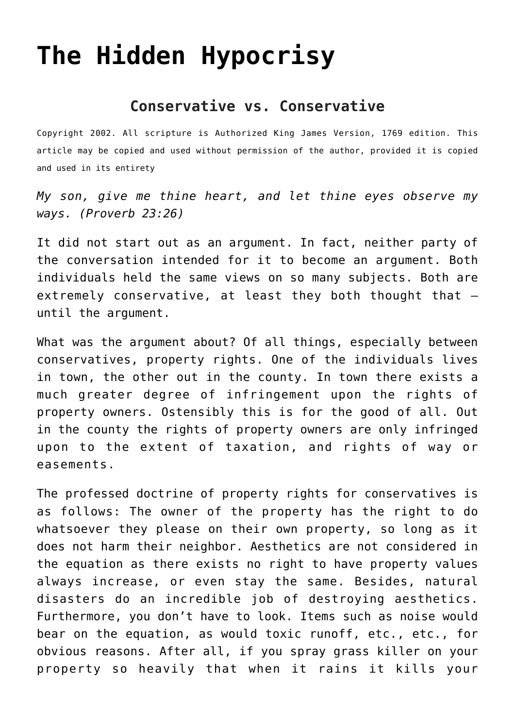# The Hidden Hypocrisy

## Conservative vs. Conservative

Copyright 2002. All scripture is Authorized King James Version, 1769 edition. This article may be copied and used without permission of the author, provided it is copied and used in its entirety

*My son, give me thine heart, and let thine eyes observe my ways. (Proverb 23:26)*

It did not start out as an argument. In fact, neither party of the conversation intended for it to become an argument. Both individuals held the same views on so many subjects. Both are extremely conservative, at least they both thought that – until the argument.

What was the argument about? Of all things, especially between conservatives, property rights. One of the individuals lives in town, the other out in the county. In town there exists a much greater degree of infringement upon the rights of property owners. Ostensibly this is for the good of all. Out in the county the rights of property owners are only infringed upon to the extent of taxation, and rights of way or easements.

The professed doctrine of property rights for conservatives is as follows: The owner of the property has the right to do whatsoever they please on their own property, so long as it does not harm their neighbor. Aesthetics are not considered in the equation as there exists no right to have property values always increase, or even stay the same. Besides, natural disasters do an incredible job of destroying aesthetics. Furthermore, you don't have to look. Items such as noise would bear on the equation, as would toxic runoff, etc., etc., for obvious reasons. After all, if you spray grass killer on your property so heavily that when it rains it kills your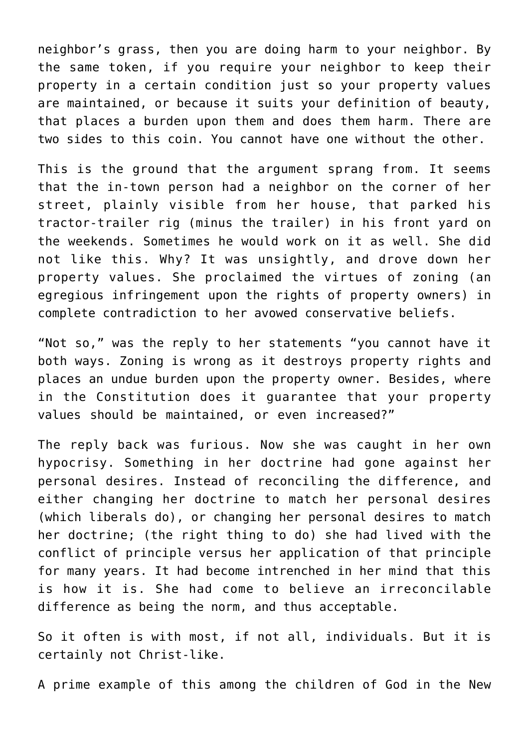neighbor's grass, then you are doing harm to your neighbor. By the same token, if you require your neighbor to keep their property in a certain condition just so your property values are maintained, or because it suits your definition of beauty, that places a burden upon them and does them harm. There are two sides to this coin. You cannot have one without the other.

This is the ground that the argument sprang from. It seems that the in-town person had a neighbor on the corner of her street, plainly visible from her house, that parked his tractor-trailer rig (minus the trailer) in his front yard on the weekends. Sometimes he would work on it as well. She did not like this. Why? It was unsightly, and drove down her property values. She proclaimed the virtues of zoning (an egregious infringement upon the rights of property owners) in complete contradiction to her avowed conservative beliefs.

"Not so," was the reply to her statements "you cannot have it both ways. Zoning is wrong as it destroys property rights and places an undue burden upon the property owner. Besides, where in the Constitution does it guarantee that your property values should be maintained, or even increased?"

The reply back was furious. Now she was caught in her own hypocrisy. Something in her doctrine had gone against her personal desires. Instead of reconciling the difference, and either changing her doctrine to match her personal desires (which liberals do), or changing her personal desires to match her doctrine; (the right thing to do) she had lived with the conflict of principle versus her application of that principle for many years. It had become intrenched in her mind that this is how it is. She had come to believe an irreconcilable difference as being the norm, and thus acceptable.

So it often is with most, if not all, individuals. But it is certainly not Christ-like.

A prime example of this among the children of God in the New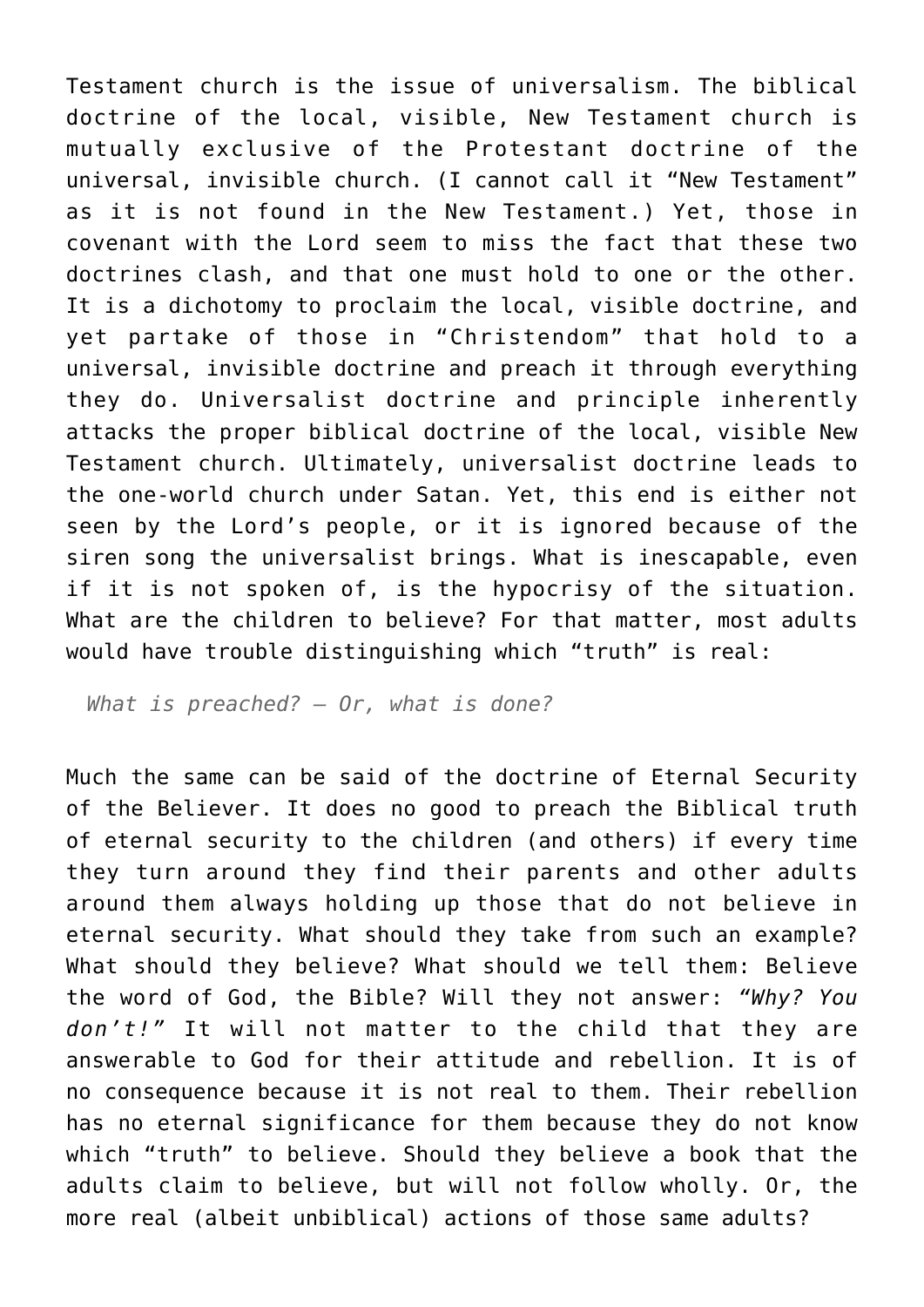Testament church is the issue of universalism. The biblical doctrine of the local, visible, New Testament church is mutually exclusive of the Protestant doctrine of the universal, invisible church. (I cannot call it "New Testament" as it is not found in the New Testament.) Yet, those in covenant with the Lord seem to miss the fact that these two doctrines clash, and that one must hold to one or the other. It is a dichotomy to proclaim the local, visible doctrine, and yet partake of those in "Christendom" that hold to a universal, invisible doctrine and preach it through everything they do. Universalist doctrine and principle inherently attacks the proper biblical doctrine of the local, visible New Testament church. Ultimately, universalist doctrine leads to the one-world church under Satan. Yet, this end is either not seen by the Lord's people, or it is ignored because of the siren song the universalist brings. What is inescapable, even if it is not spoken of, is the hypocrisy of the situation. What are the children to believe? For that matter, most adults would have trouble distinguishing which "truth" is real:

> *What is preached? – Or, what is done?*

Much the same can be said of the doctrine of Eternal Security of the Believer. It does no good to preach the Biblical truth of eternal security to the children (and others) if every time they turn around they find their parents and other adults around them always holding up those that do not believe in eternal security. What should they take from such an example? What should they believe? What should we tell them: Believe the word of God, the Bible? Will they not answer: *"Why? You don't!"* It will not matter to the child that they are answerable to God for their attitude and rebellion. It is of no consequence because it is not real to them. Their rebellion has no eternal significance for them because they do not know which "truth" to believe. Should they believe a book that the adults claim to believe, but will not follow wholly. Or, the more real (albeit unbiblical) actions of those same adults?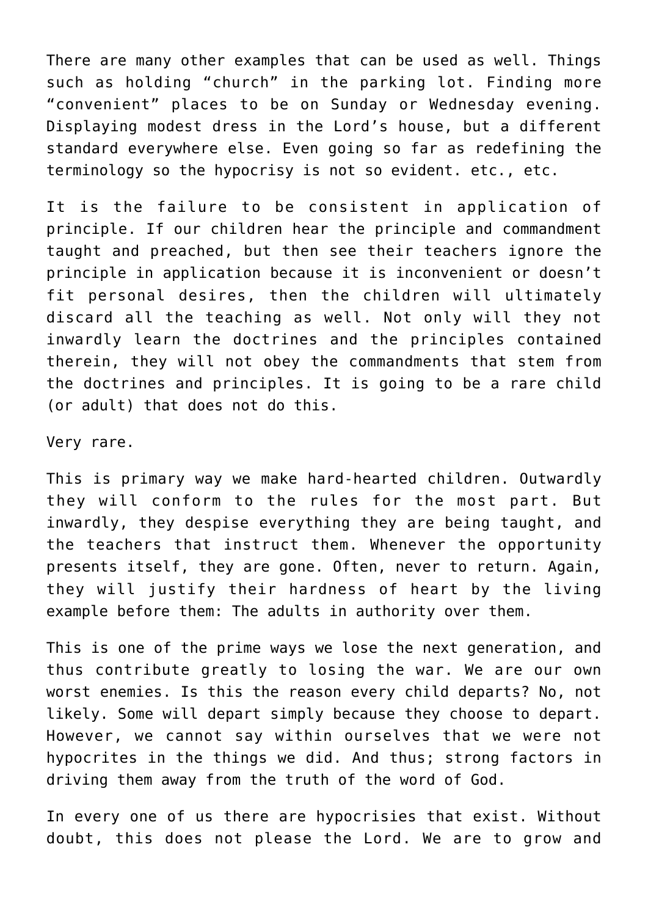There are many other examples that can be used as well. Things such as holding "church" in the parking lot. Finding more "convenient" places to be on Sunday or Wednesday evening. Displaying modest dress in the Lord's house, but a different standard everywhere else. Even going so far as redefining the terminology so the hypocrisy is not so evident. etc., etc.

It is the failure to be consistent in application of principle. If our children hear the principle and commandment taught and preached, but then see their teachers ignore the principle in application because it is inconvenient or doesn't fit personal desires, then the children will ultimately discard all the teaching as well. Not only will they not inwardly learn the doctrines and the principles contained therein, they will not obey the commandments that stem from the doctrines and principles. It is going to be a rare child (or adult) that does not do this.

Very rare.

This is primary way we make hard-hearted children. Outwardly they will conform to the rules for the most part. But inwardly, they despise everything they are being taught, and the teachers that instruct them. Whenever the opportunity presents itself, they are gone. Often, never to return. Again, they will justify their hardness of heart by the living example before them: The adults in authority over them.

This is one of the prime ways we lose the next generation, and thus contribute greatly to losing the war. We are our own worst enemies. Is this the reason every child departs? No, not likely. Some will depart simply because they choose to depart. However, we cannot say within ourselves that we were not hypocrites in the things we did. And thus; strong factors in driving them away from the truth of the word of God.

In every one of us there are hypocrisies that exist. Without doubt, this does not please the Lord. We are to grow and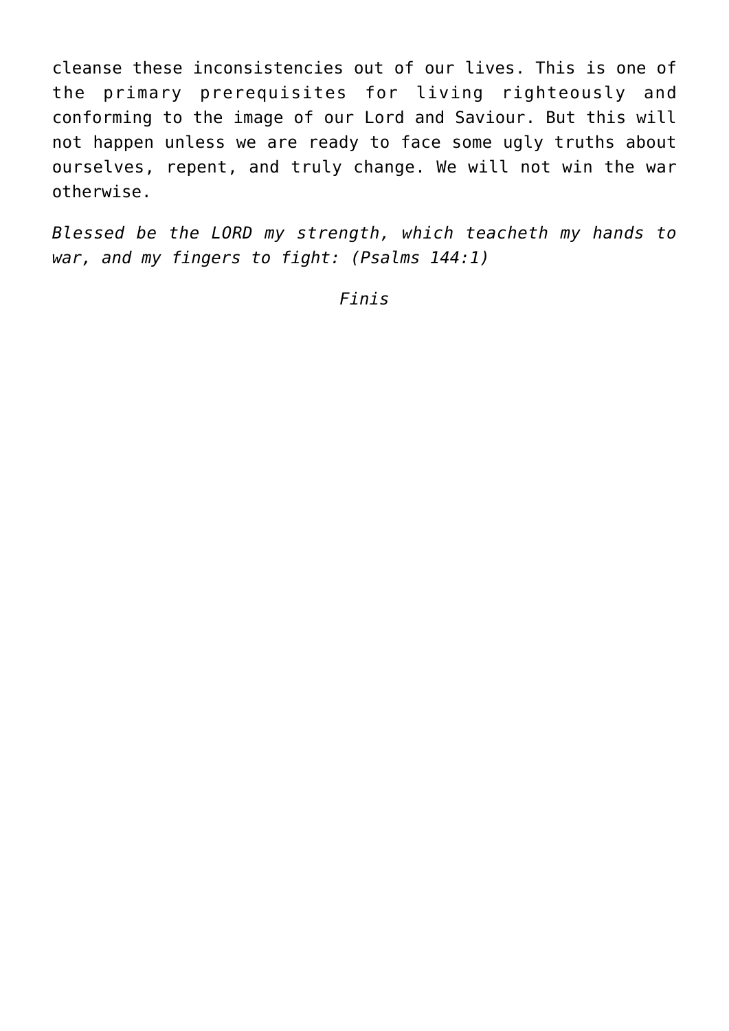cleanse these inconsistencies out of our lives. This is one of the primary prerequisites for living righteously and conforming to the image of our Lord and Saviour. But this will not happen unless we are ready to face some ugly truths about ourselves, repent, and truly change. We will not win the war otherwise.

*Blessed be the LORD my strength, which teacheth my hands to war, and my fingers to fight: (Psalms 144:1)*

*Finis*